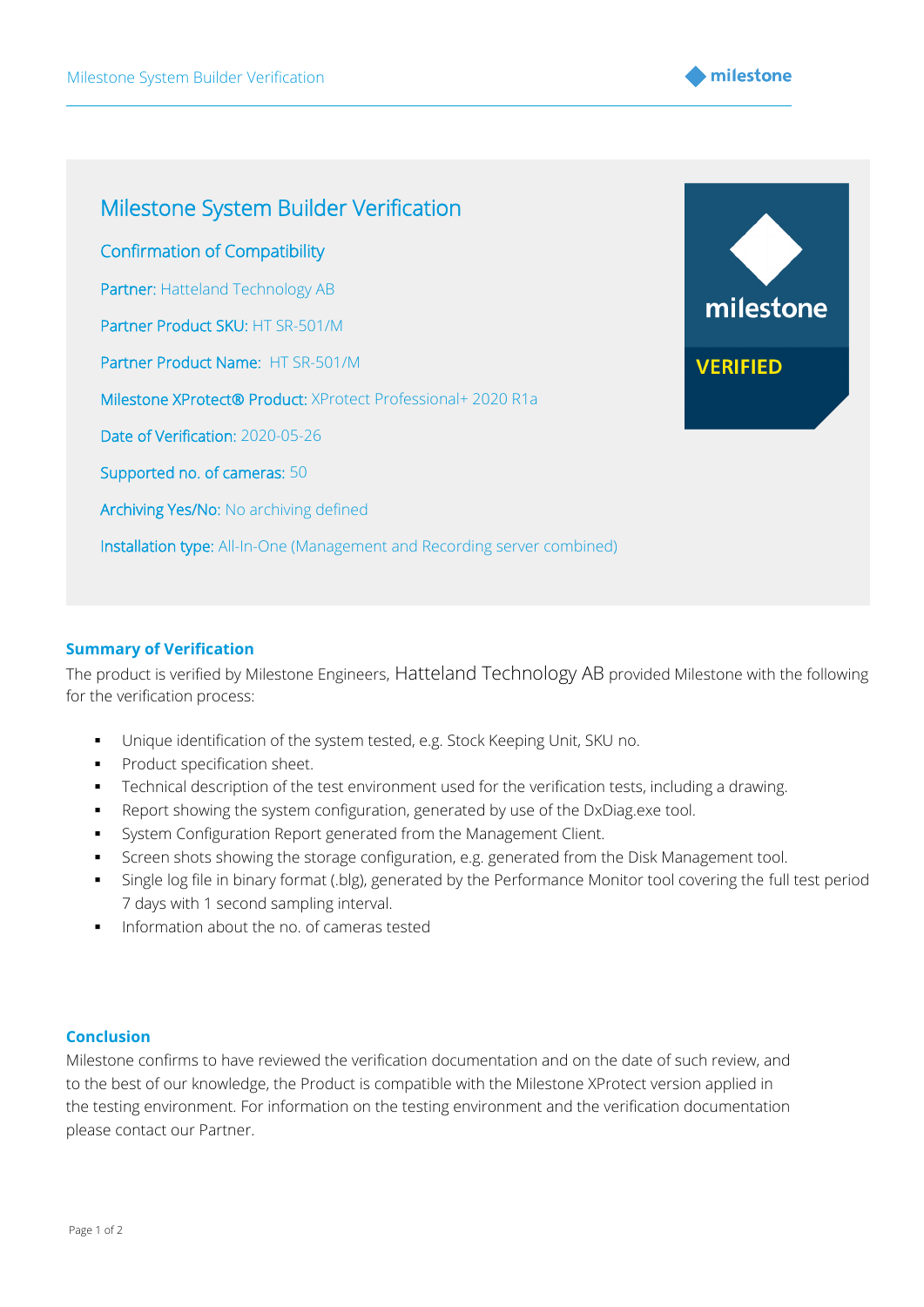# Milestone System Builder Verification

## Confirmation of Compatibility

Partner: Hatteland Technology AB

Partner Product SKU: HT SR-501/M

Partner Product Name: HT SR-501/M

Milestone XProtect® Product: XProtect Professional+ 2020 R1a

Date of Verification: 2020-05-26

Supported no. of cameras: 50

Archiving Yes/No: No archiving defined

Installation type: All-In-One (Management and Recording server combined)

milestone

VERIFIED

### Summary of Verification

The product is verified by Milestone Engineers, Hatteland Technology AB provided Milestone with the following for the verification process:

- Unique identification of the system tested, e.g. Stock Keeping Unit, SKU no.
- Product specification sheet.
- Technical description of the test environment used for the verification tests, including a drawing.
- Report showing the system configuration, generated by use of the DxDiag.exe tool.
- System Configuration Report generated from the Management Client.
- Screen shots showing the storage configuration, e.g. generated from the Disk Management tool.
- Single log file in binary format (.blg), generated by the Performance Monitor tool covering the full test period 7 days with 1 second sampling interval.
- Information about the no. of cameras tested

### Conclusion

Milestone confirms to have reviewed the verification documentation and on the date of such review, and to the best of our knowledge, the Product is compatible with the Milestone XProtect version applied in the testing environment. For information on the testing environment and the verification documentation please contact our Partner.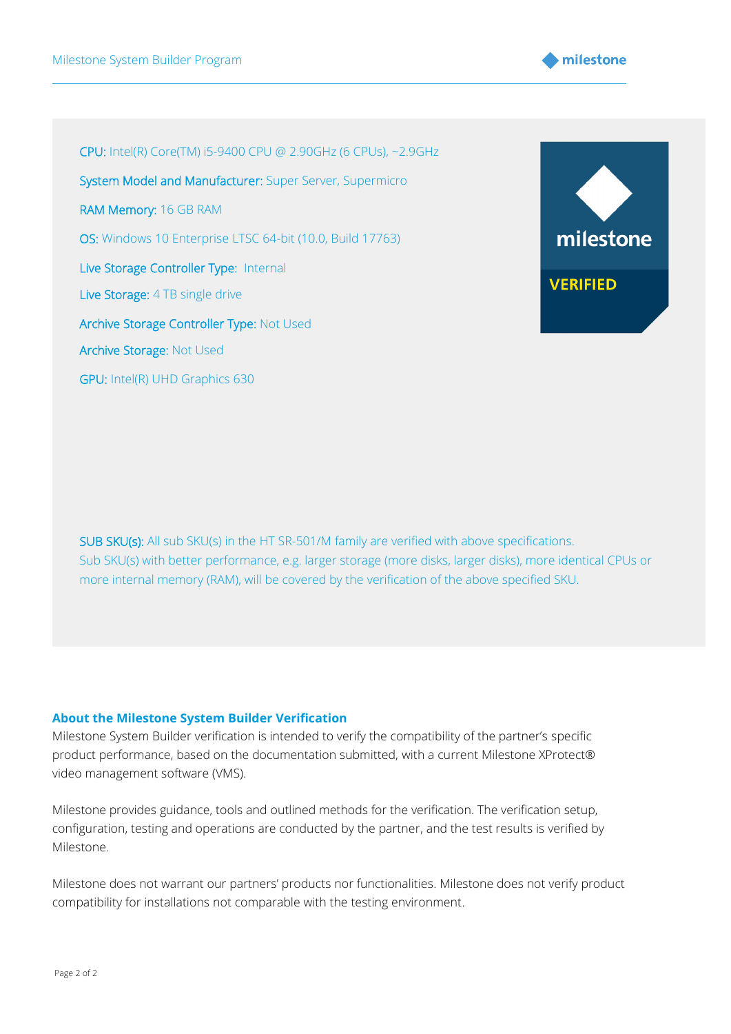**CPU:** Intel(R) Core(TM) i5-9400 CPU @ 2.90GHz (6 CPUs), ~2.9GHz

**System Model and Manufacturer:** Super Server, Supermicro

**RAM Memory:** 16 GB RAM

**OS:** Windows 10 Enterprise LTSC 64-bit (10.0, Build 17763)

**Live Storage Controller Type:** Internal

**Live Storage:** 4 TB single drive

**Archive Storage Controller Type:** Not Used

**Archive Storage:** Not Used

**GPU:** Intel(R) UHD Graphics 630

milestone VERIFIED

**SUB SKU(s):** All sub SKU(s) in the HT SR-501/M family are verified with above specifications.
Sub SKU(s) with better performance, e.g. larger storage (more disks, larger disks), more identical CPUs or more internal memory (RAM), will be covered by the verification of the above specified SKU.

## About the Milestone System Builder Verification

Milestone System Builder verification is intended to verify the compatibility of the partner's specific product performance, based on the documentation submitted, with a current Milestone XProtect® video management software (VMS).

Milestone provides guidance, tools and outlined methods for the verification. The verification setup, configuration, testing and operations are conducted by the partner, and the test results is verified by Milestone.

Milestone does not warrant our partners' products nor functionalities. Milestone does not verify product compatibility for installations not comparable with the testing environment.